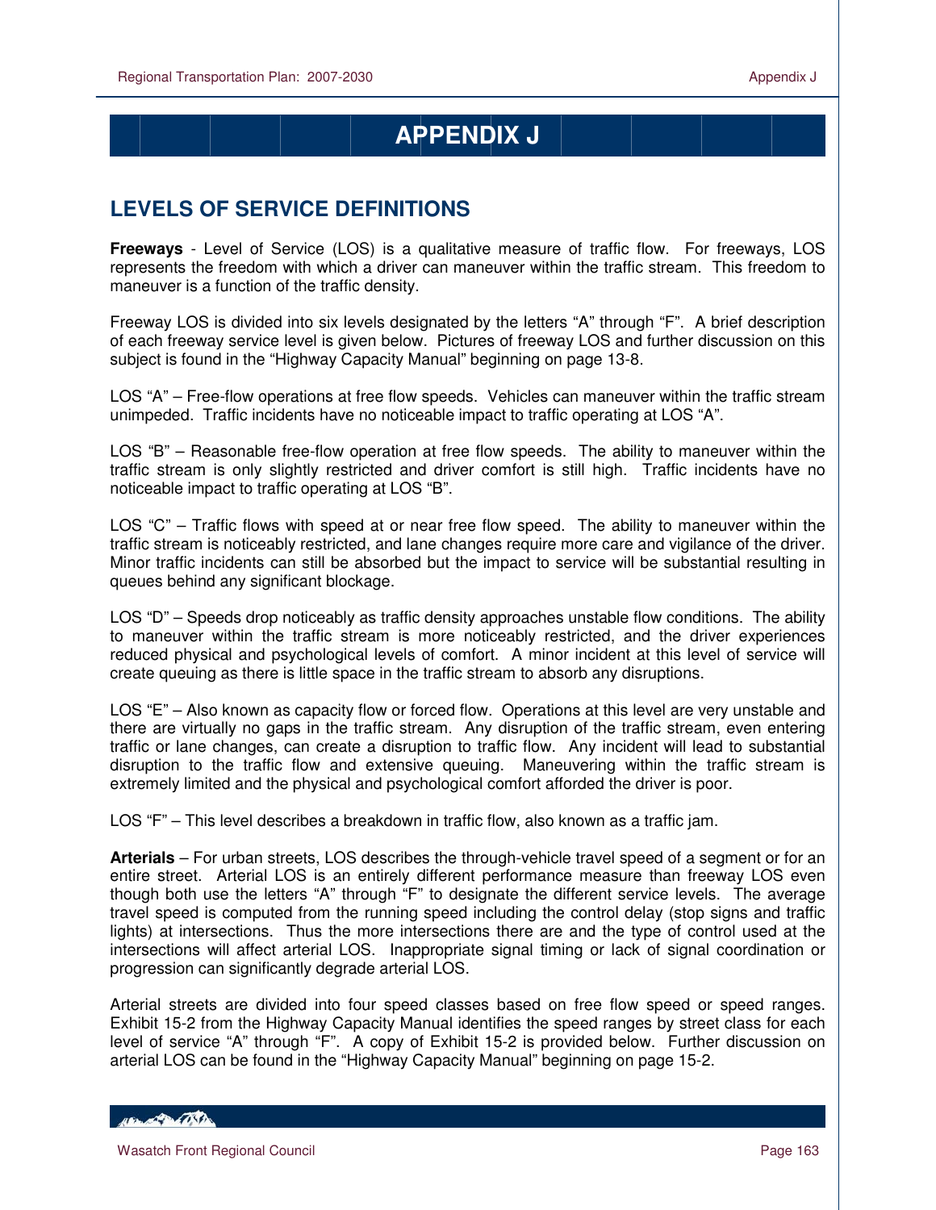# APPENDIX J

## LEVELS OF SERVICE DEFINITIONS

**Freeways** - Level of Service (LOS) is a qualitative measure of traffic flow. For freeways, LOS represents the freedom with which a driver can maneuver within the traffic stream. This freedom to maneuver is a function of the traffic density.

Freeway LOS is divided into six levels designated by the letters "A" through "F". A brief description of each freeway service level is given below. Pictures of freeway LOS and further discussion on this subject is found in the "Highway Capacity Manual" beginning on page 13-8.

LOS "A" – Free-flow operations at free flow speeds. Vehicles can maneuver within the traffic stream unimpeded. Traffic incidents have no noticeable impact to traffic operating at LOS "A".

LOS "B" – Reasonable free-flow operation at free flow speeds. The ability to maneuver within the traffic stream is only slightly restricted and driver comfort is still high. Traffic incidents have no noticeable impact to traffic operating at LOS "B".

LOS "C" – Traffic flows with speed at or near free flow speed. The ability to maneuver within the traffic stream is noticeably restricted, and lane changes require more care and vigilance of the driver. Minor traffic incidents can still be absorbed but the impact to service will be substantial resulting in queues behind any significant blockage.

LOS "D" – Speeds drop noticeably as traffic density approaches unstable flow conditions. The ability to maneuver within the traffic stream is more noticeably restricted, and the driver experiences reduced physical and psychological levels of comfort. A minor incident at this level of service will create queuing as there is little space in the traffic stream to absorb any disruptions.

LOS "E" – Also known as capacity flow or forced flow. Operations at this level are very unstable and there are virtually no gaps in the traffic stream. Any disruption of the traffic stream, even entering traffic or lane changes, can create a disruption to traffic flow. Any incident will lead to substantial disruption to the traffic flow and extensive queuing. Maneuvering within the traffic stream is extremely limited and the physical and psychological comfort afforded the driver is poor.

LOS "F" – This level describes a breakdown in traffic flow, also known as a traffic jam.

**Arterials** – For urban streets, LOS describes the through-vehicle travel speed of a segment or for an entire street. Arterial LOS is an entirely different performance measure than freeway LOS even though both use the letters "A" through "F" to designate the different service levels. The average travel speed is computed from the running speed including the control delay (stop signs and traffic lights) at intersections. Thus the more intersections there are and the type of control used at the intersections will affect arterial LOS. Inappropriate signal timing or lack of signal coordination or progression can significantly degrade arterial LOS.

Arterial streets are divided into four speed classes based on free flow speed or speed ranges. Exhibit 15-2 from the Highway Capacity Manual identifies the speed ranges by street class for each level of service "A" through "F". A copy of Exhibit 15-2 is provided below. Further discussion on arterial LOS can be found in the "Highway Capacity Manual" beginning on page 15-2.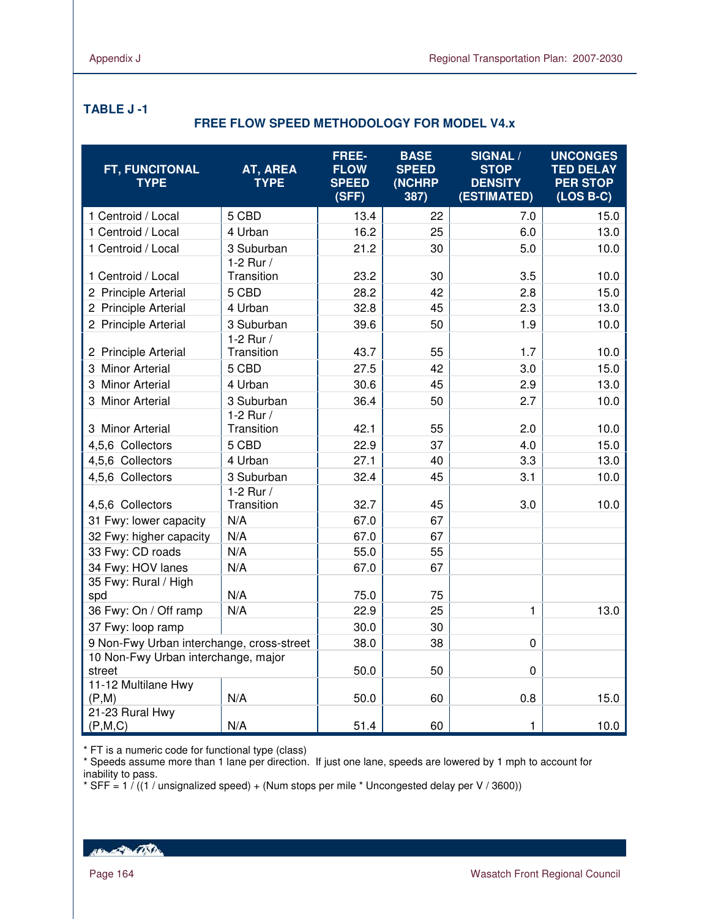**TABLE J -1**

**FREE FLOW SPEED METHODOLOGY FOR MODEL V4.x**

| FT, FUNCITONAL TYPE | AT, AREA TYPE | FREE-FLOW SPEED (SFF) | BASE SPEED (NCHRP 387) | SIGNAL / STOP DENSITY (ESTIMATED) | UNCONGESTED DELAY PER STOP (LOS B-C) |
|---|---|---|---|---|---|
| 1 Centroid / Local | 5 CBD | 13.4 | 22 | 7.0 | 15.0 |
| 1 Centroid / Local | 4 Urban | 16.2 | 25 | 6.0 | 13.0 |
| 1 Centroid / Local | 3 Suburban | 21.2 | 30 | 5.0 | 10.0 |
| 1 Centroid / Local | 1-2 Rur / Transition | 23.2 | 30 | 3.5 | 10.0 |
| 2 Principle Arterial | 5 CBD | 28.2 | 42 | 2.8 | 15.0 |
| 2 Principle Arterial | 4 Urban | 32.8 | 45 | 2.3 | 13.0 |
| 2 Principle Arterial | 3 Suburban | 39.6 | 50 | 1.9 | 10.0 |
| 2 Principle Arterial | 1-2 Rur / Transition | 43.7 | 55 | 1.7 | 10.0 |
| 3 Minor Arterial | 5 CBD | 27.5 | 42 | 3.0 | 15.0 |
| 3 Minor Arterial | 4 Urban | 30.6 | 45 | 2.9 | 13.0 |
| 3 Minor Arterial | 3 Suburban | 36.4 | 50 | 2.7 | 10.0 |
| 3 Minor Arterial | 1-2 Rur / Transition | 42.1 | 55 | 2.0 | 10.0 |
| 4,5,6 Collectors | 5 CBD | 22.9 | 37 | 4.0 | 15.0 |
| 4,5,6 Collectors | 4 Urban | 27.1 | 40 | 3.3 | 13.0 |
| 4,5,6 Collectors | 3 Suburban | 32.4 | 45 | 3.1 | 10.0 |
| 4,5,6 Collectors | 1-2 Rur / Transition | 32.7 | 45 | 3.0 | 10.0 |
| 31 Fwy: lower capacity | N/A | 67.0 | 67 | | |
| 32 Fwy: higher capacity | N/A | 67.0 | 67 | | |
| 33 Fwy: CD roads | N/A | 55.0 | 55 | | |
| 34 Fwy: HOV lanes | N/A | 67.0 | 67 | | |
| 35 Fwy: Rural / High spd | N/A | 75.0 | 75 | | |
| 36 Fwy: On / Off ramp | N/A | 22.9 | 25 | 1 | 13.0 |
| 37 Fwy: loop ramp | | 30.0 | 30 | | |
| 9 Non-Fwy Urban interchange, cross-street | | 38.0 | 38 | 0 | |
| 10 Non-Fwy Urban interchange, major street | | 50.0 | 50 | 0 | |
| 11-12 Multilane Hwy (P,M) | N/A | 50.0 | 60 | 0.8 | 15.0 |
| 21-23 Rural Hwy (P,M,C) | N/A | 51.4 | 60 | 1 | 10.0 |

* FT is a numeric code for functional type (class)
* Speeds assume more than 1 lane per direction. If just one lane, speeds are lowered by 1 mph to account for inability to pass.
* SFF = 1 / ((1 / unsignalized speed) + (Num stops per mile * Uncongested delay per V / 3600))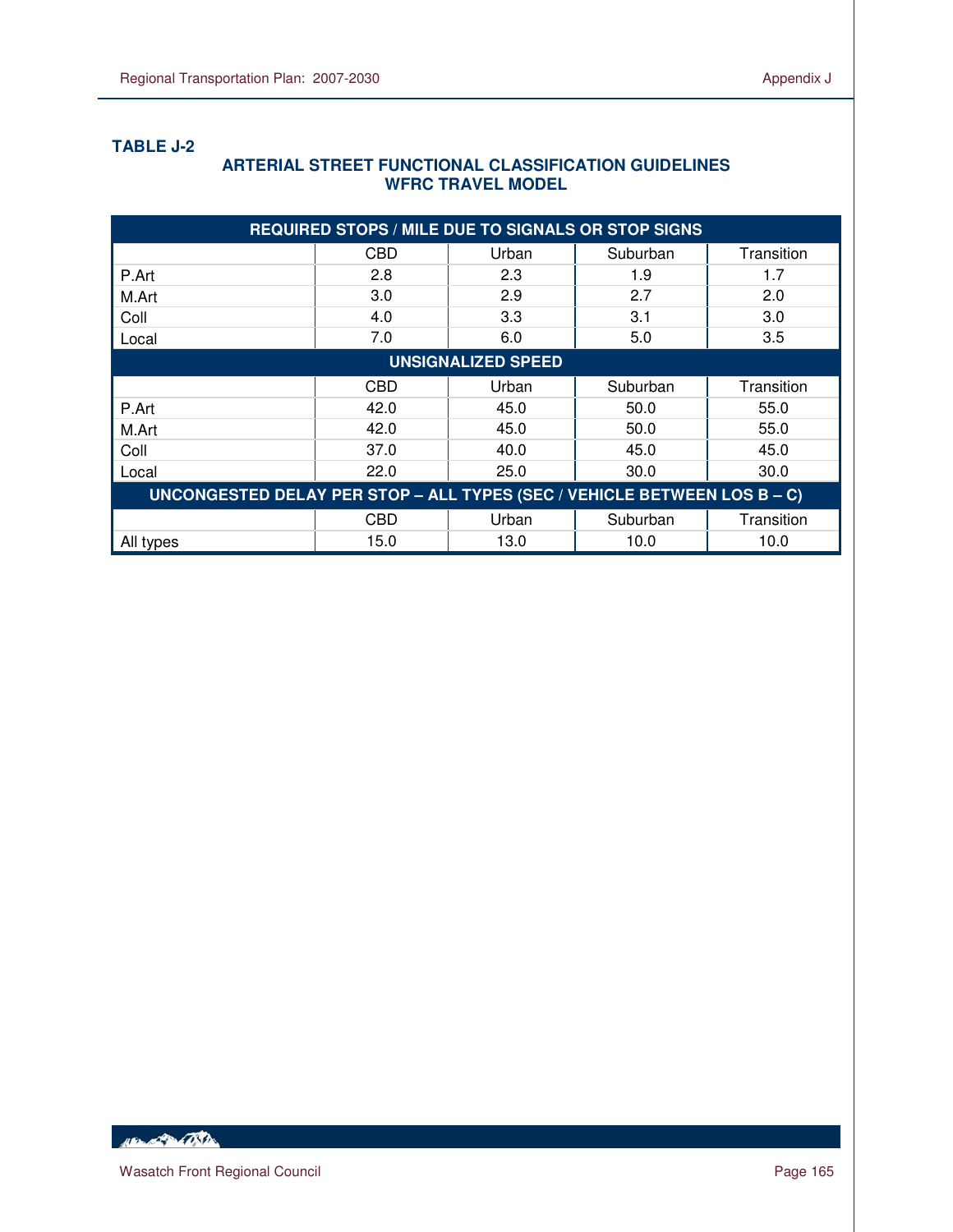**TABLE J-2**

**ARTERIAL STREET FUNCTIONAL CLASSIFICATION GUIDELINES**
**WFRC TRAVEL MODEL**

| **REQUIRED STOPS / MILE DUE TO SIGNALS OR STOP SIGNS** | | | | |
|---|---|---|---|---|
| | CBD | Urban | Suburban | Transition |
| P.Art | 2.8 | 2.3 | 1.9 | 1.7 |
| M.Art | 3.0 | 2.9 | 2.7 | 2.0 |
| Coll | 4.0 | 3.3 | 3.1 | 3.0 |
| Local | 7.0 | 6.0 | 5.0 | 3.5 |
| **UNSIGNALIZED SPEED** | | | | |
| | CBD | Urban | Suburban | Transition |
| P.Art | 42.0 | 45.0 | 50.0 | 55.0 |
| M.Art | 42.0 | 45.0 | 50.0 | 55.0 |
| Coll | 37.0 | 40.0 | 45.0 | 45.0 |
| Local | 22.0 | 25.0 | 30.0 | 30.0 |
| **UNCONGESTED DELAY PER STOP – ALL TYPES (SEC / VEHICLE BETWEEN LOS B – C)** | | | | |
| | CBD | Urban | Suburban | Transition |
| All types | 15.0 | 13.0 | 10.0 | 10.0 |